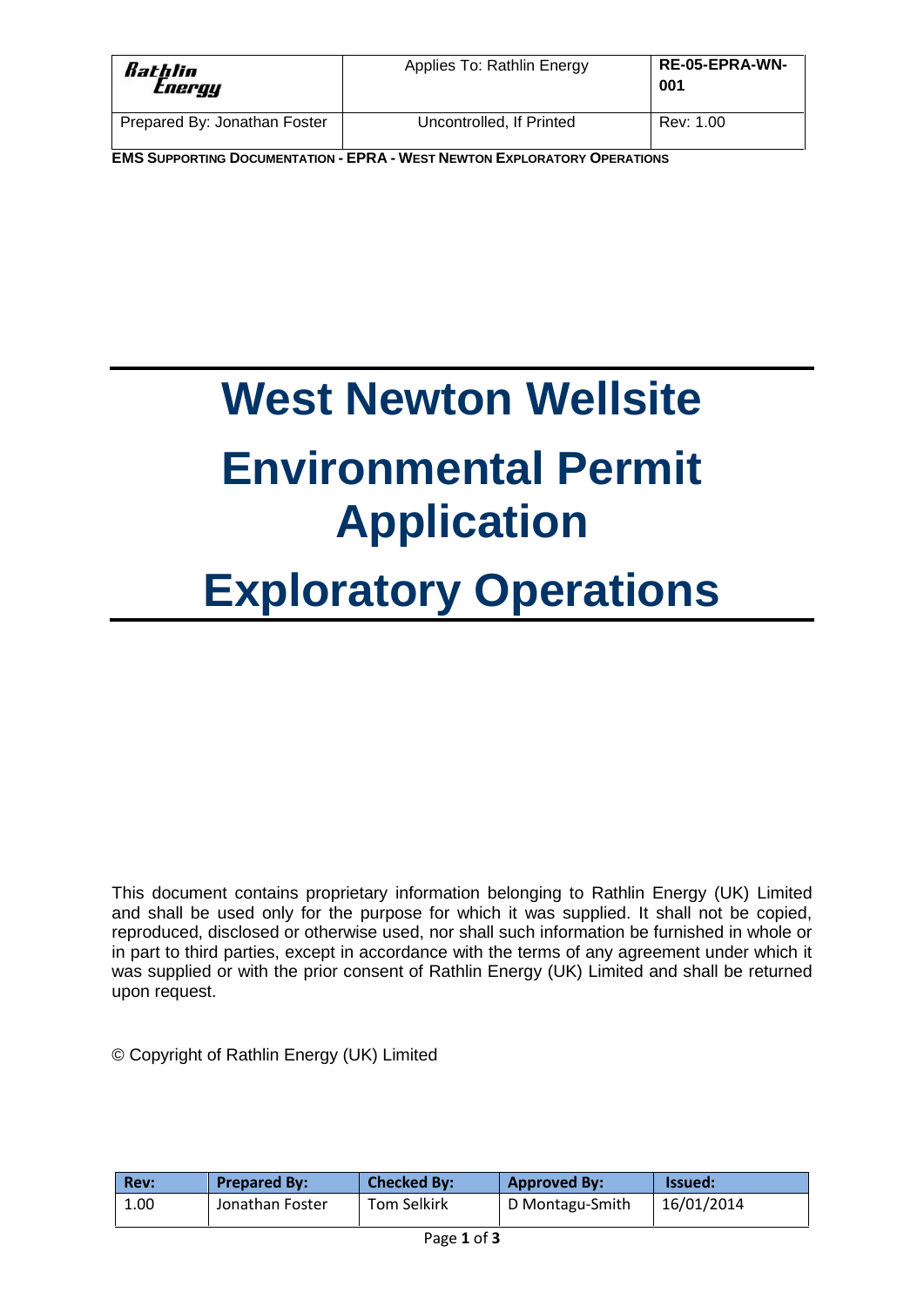| Rathlin Energy | Applies To: Rathlin Energy | **RE-05-EPRA-WN-001** |
|---|---|---|
| Prepared By: Jonathan Foster | Uncontrolled, If Printed | Rev: 1.00 |

**EMS SUPPORTING DOCUMENTATION - EPRA - WEST NEWTON EXPLORATORY OPERATIONS**

# West Newton Wellsite

# Environmental Permit Application

# Exploratory Operations

This document contains proprietary information belonging to Rathlin Energy (UK) Limited and shall be used only for the purpose for which it was supplied. It shall not be copied, reproduced, disclosed or otherwise used, nor shall such information be furnished in whole or in part to third parties, except in accordance with the terms of any agreement under which it was supplied or with the prior consent of Rathlin Energy (UK) Limited and shall be returned upon request.

© Copyright of Rathlin Energy (UK) Limited

| Rev: | Prepared By: | Checked By: | Approved By: | Issued: |
|---|---|---|---|---|
| 1.00 | Jonathan Foster | Tom Selkirk | D Montagu-Smith | 16/01/2014 |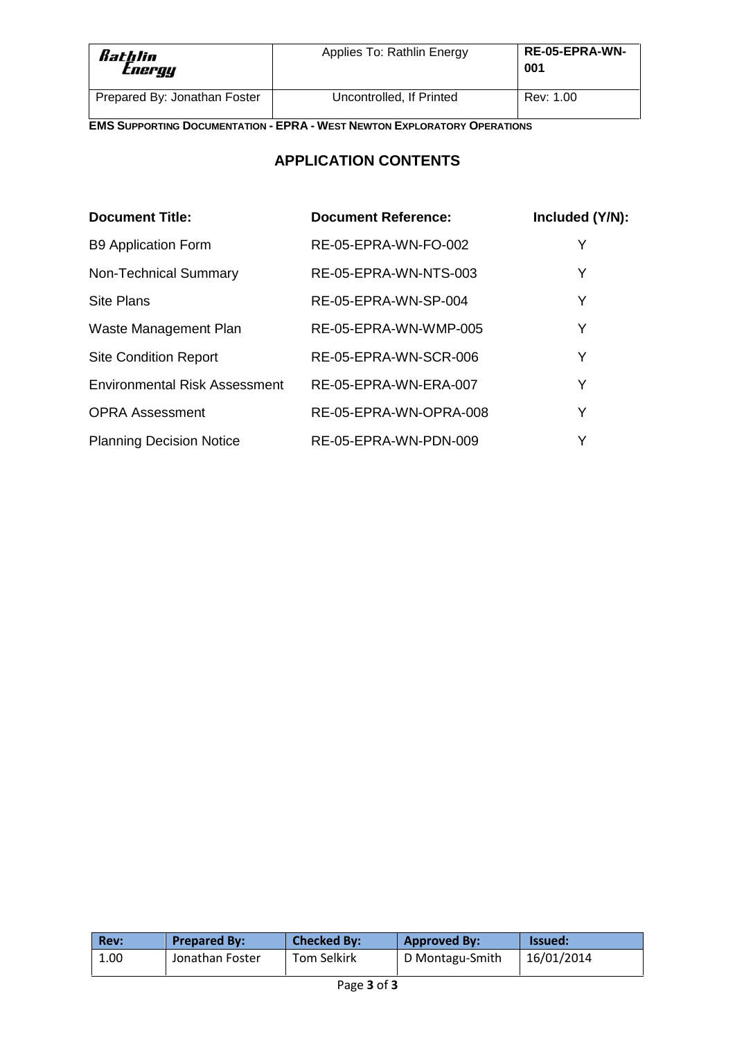| Rathlin Energy | Applies To: Rathlin Energy | **RE-05-EPRA-WN-001** |
|---|---|---|
| Prepared By: Jonathan Foster | Uncontrolled, If Printed | Rev: 1.00 |

**EMS SUPPORTING DOCUMENTATION - EPRA - WEST NEWTON EXPLORATORY OPERATIONS**

## APPLICATION CONTENTS

| **Document Title:** | **Document Reference:** | **Included (Y/N):** |
|---|---|---|
| B9 Application Form | RE-05-EPRA-WN-FO-002 | Y |
| Non-Technical Summary | RE-05-EPRA-WN-NTS-003 | Y |
| Site Plans | RE-05-EPRA-WN-SP-004 | Y |
| Waste Management Plan | RE-05-EPRA-WN-WMP-005 | Y |
| Site Condition Report | RE-05-EPRA-WN-SCR-006 | Y |
| Environmental Risk Assessment | RE-05-EPRA-WN-ERA-007 | Y |
| OPRA Assessment | RE-05-EPRA-WN-OPRA-008 | Y |
| Planning Decision Notice | RE-05-EPRA-WN-PDN-009 | Y |

| Rev: | Prepared By: | Checked By: | Approved By: | Issued: |
|---|---|---|---|---|
| 1.00 | Jonathan Foster | Tom Selkirk | D Montagu-Smith | 16/01/2014 |